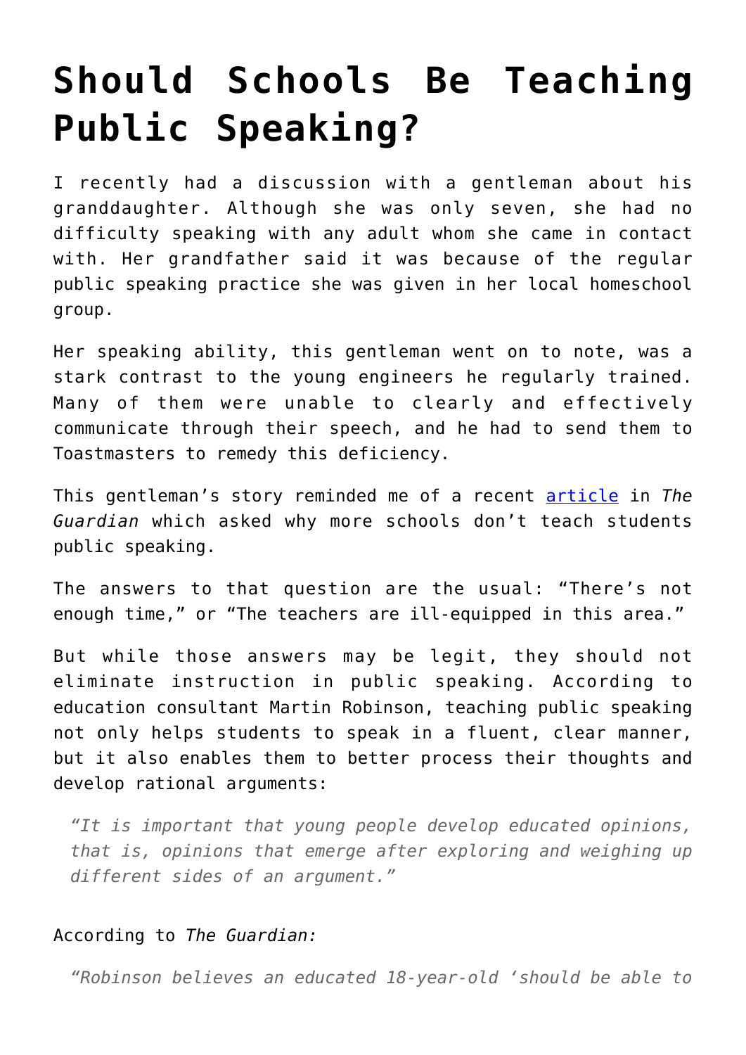# Should Schools Be Teaching Public Speaking?

I recently had a discussion with a gentleman about his granddaughter. Although she was only seven, she had no difficulty speaking with any adult whom she came in contact with. Her grandfather said it was because of the regular public speaking practice she was given in her local homeschool group.

Her speaking ability, this gentleman went on to note, was a stark contrast to the young engineers he regularly trained. Many of them were unable to clearly and effectively communicate through their speech, and he had to send them to Toastmasters to remedy this deficiency.

This gentleman's story reminded me of a recent article in *The Guardian* which asked why more schools don't teach students public speaking.

The answers to that question are the usual: "There's not enough time," or "The teachers are ill-equipped in this area."

But while those answers may be legit, they should not eliminate instruction in public speaking. According to education consultant Martin Robinson, teaching public speaking not only helps students to speak in a fluent, clear manner, but it also enables them to better process their thoughts and develop rational arguments:

> *"It is important that young people develop educated opinions, that is, opinions that emerge after exploring and weighing up different sides of an argument."*

According to *The Guardian:*

> *"Robinson believes an educated 18-year-old 'should be able to*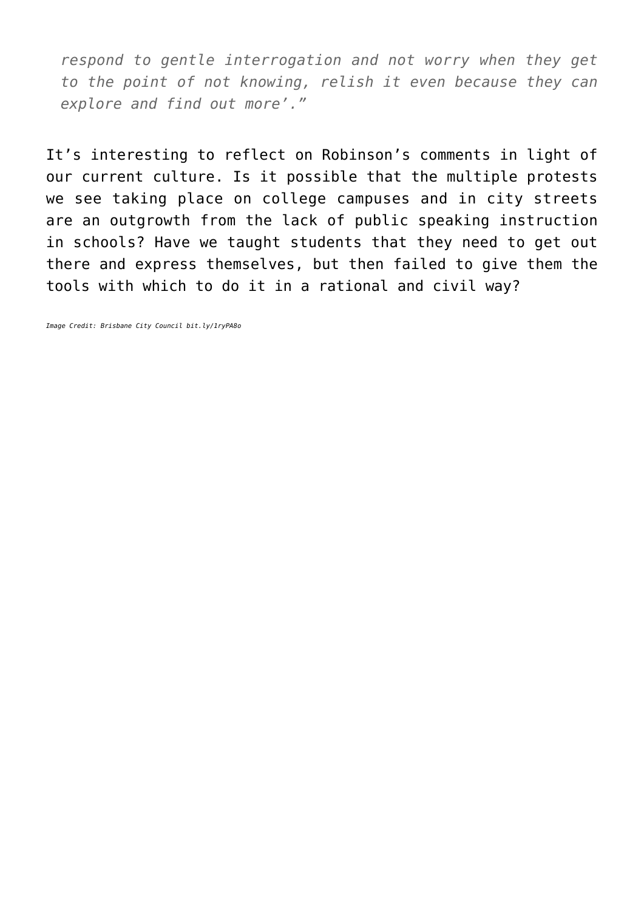> *respond to gentle interrogation and not worry when they get to the point of not knowing, relish it even because they can explore and find out more'."*

It's interesting to reflect on Robinson's comments in light of our current culture. Is it possible that the multiple protests we see taking place on college campuses and in city streets are an outgrowth from the lack of public speaking instruction in schools? Have we taught students that they need to get out there and express themselves, but then failed to give them the tools with which to do it in a rational and civil way?

*Image Credit: Brisbane City Council bit.ly/1ryPA8o*